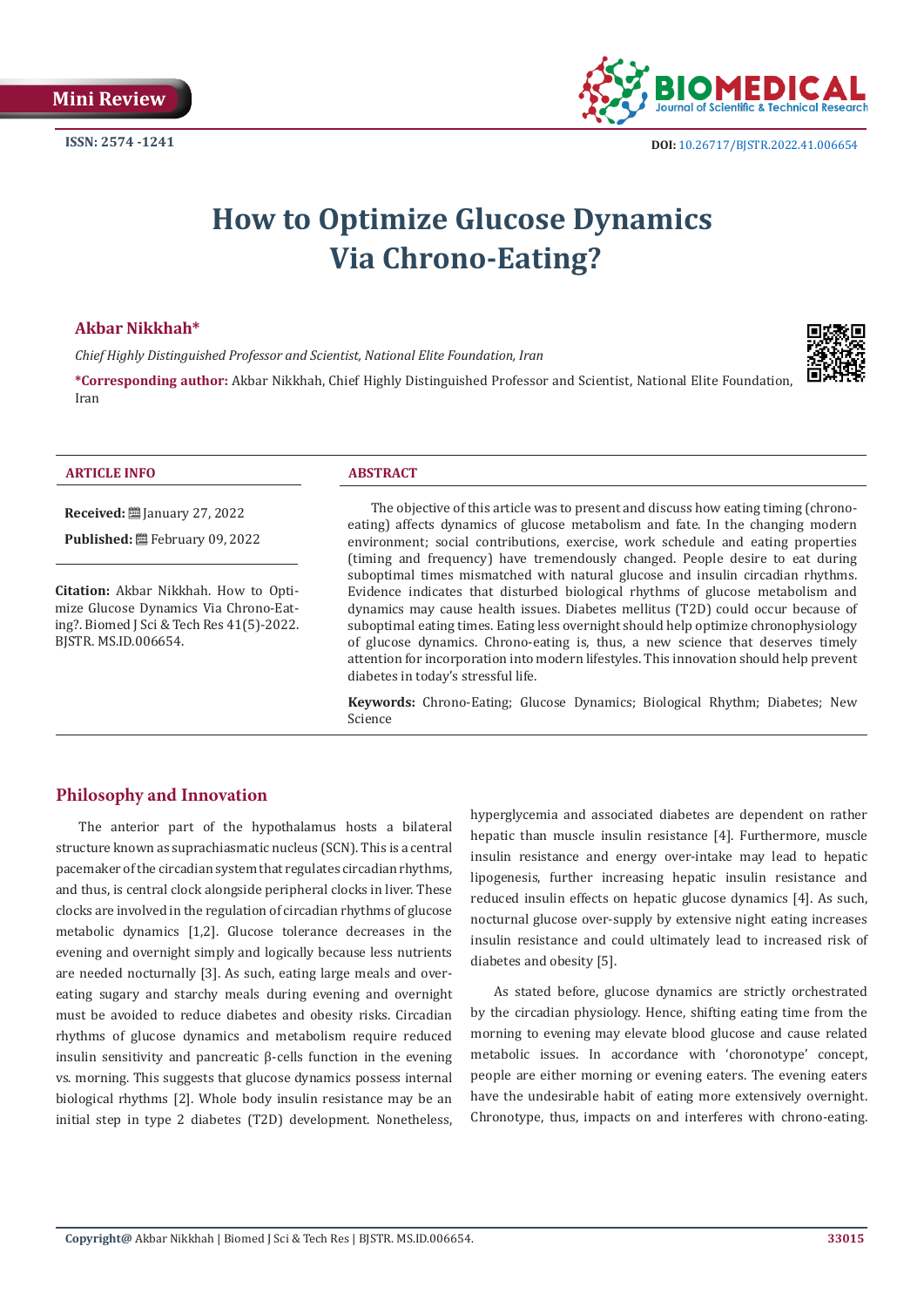Mini Review

ISSN: 2574 -1241

DOI: 10.26717/BJSTR.2022.41.006654

# How to Optimize Glucose Dynamics Via Chrono-Eating?

**Akbar Nikkhah***

*Chief Highly Distinguished Professor and Scientist, National Elite Foundation, Iran*

***Corresponding author:** Akbar Nikkhah, Chief Highly Distinguished Professor and Scientist, National Elite Foundation, Iran

### ARTICLE INFO

**Received:** January 27, 2022

**Published:** February 09, 2022

**Citation:** Akbar Nikkhah. How to Optimize Glucose Dynamics Via Chrono-Eating?. Biomed J Sci & Tech Res 41(5)-2022. BJSTR. MS.ID.006654.

### ABSTRACT

The objective of this article was to present and discuss how eating timing (chrono-eating) affects dynamics of glucose metabolism and fate. In the changing modern environment; social contributions, exercise, work schedule and eating properties (timing and frequency) have tremendously changed. People desire to eat during suboptimal times mismatched with natural glucose and insulin circadian rhythms. Evidence indicates that disturbed biological rhythms of glucose metabolism and dynamics may cause health issues. Diabetes mellitus (T2D) could occur because of suboptimal eating times. Eating less overnight should help optimize chronophysiology of glucose dynamics. Chrono-eating is, thus, a new science that deserves timely attention for incorporation into modern lifestyles. This innovation should help prevent diabetes in today's stressful life.

**Keywords:** Chrono-Eating; Glucose Dynamics; Biological Rhythm; Diabetes; New Science

## Philosophy and Innovation

The anterior part of the hypothalamus hosts a bilateral structure known as suprachiasmatic nucleus (SCN). This is a central pacemaker of the circadian system that regulates circadian rhythms, and thus, is central clock alongside peripheral clocks in liver. These clocks are involved in the regulation of circadian rhythms of glucose metabolic dynamics [1,2]. Glucose tolerance decreases in the evening and overnight simply and logically because less nutrients are needed nocturnally [3]. As such, eating large meals and over-eating sugary and starchy meals during evening and overnight must be avoided to reduce diabetes and obesity risks. Circadian rhythms of glucose dynamics and metabolism require reduced insulin sensitivity and pancreatic β-cells function in the evening vs. morning. This suggests that glucose dynamics possess internal biological rhythms [2]. Whole body insulin resistance may be an initial step in type 2 diabetes (T2D) development. Nonetheless, hyperglycemia and associated diabetes are dependent on rather hepatic than muscle insulin resistance [4]. Furthermore, muscle insulin resistance and energy over-intake may lead to hepatic lipogenesis, further increasing hepatic insulin resistance and reduced insulin effects on hepatic glucose dynamics [4]. As such, nocturnal glucose over-supply by extensive night eating increases insulin resistance and could ultimately lead to increased risk of diabetes and obesity [5].

As stated before, glucose dynamics are strictly orchestrated by the circadian physiology. Hence, shifting eating time from the morning to evening may elevate blood glucose and cause related metabolic issues. In accordance with 'choronotype' concept, people are either morning or evening eaters. The evening eaters have the undesirable habit of eating more extensively overnight. Chronotype, thus, impacts on and interferes with chrono-eating.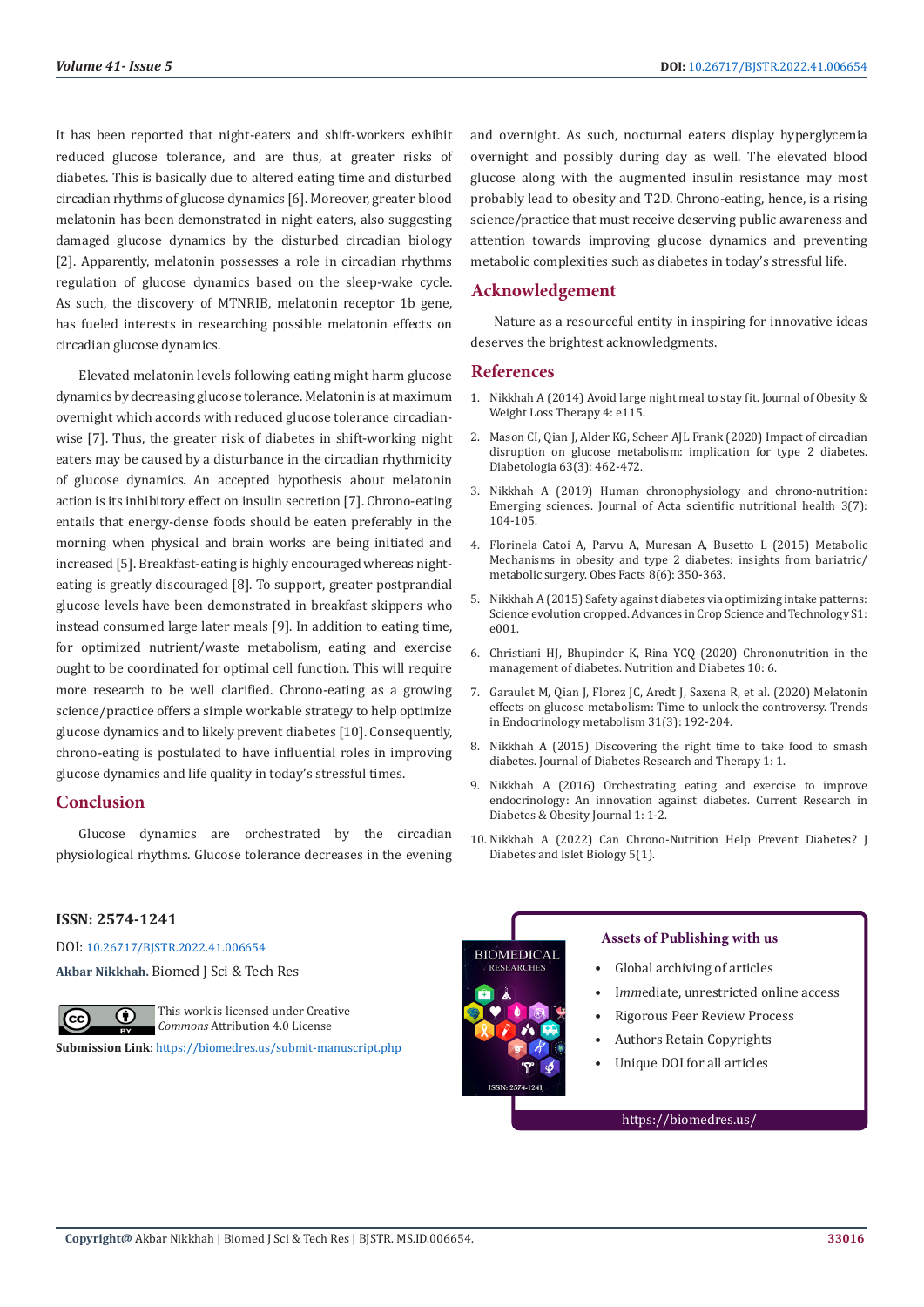It has been reported that night-eaters and shift-workers exhibit reduced glucose tolerance, and are thus, at greater risks of diabetes. This is basically due to altered eating time and disturbed circadian rhythms of glucose dynamics [6]. Moreover, greater blood melatonin has been demonstrated in night eaters, also suggesting damaged glucose dynamics by the disturbed circadian biology [2]. Apparently, melatonin possesses a role in circadian rhythms regulation of glucose dynamics based on the sleep-wake cycle. As such, the discovery of MTNRIB, melatonin receptor 1b gene, has fueled interests in researching possible melatonin effects on circadian glucose dynamics.

Elevated melatonin levels following eating might harm glucose dynamics by decreasing glucose tolerance. Melatonin is at maximum overnight which accords with reduced glucose tolerance circadian-wise [7]. Thus, the greater risk of diabetes in shift-working night eaters may be caused by a disturbance in the circadian rhythmicity of glucose dynamics. An accepted hypothesis about melatonin action is its inhibitory effect on insulin secretion [7]. Chrono-eating entails that energy-dense foods should be eaten preferably in the morning when physical and brain works are being initiated and increased [5]. Breakfast-eating is highly encouraged whereas night-eating is greatly discouraged [8]. To support, greater postprandial glucose levels have been demonstrated in breakfast skippers who instead consumed large later meals [9]. In addition to eating time, for optimized nutrient/waste metabolism, eating and exercise ought to be coordinated for optimal cell function. This will require more research to be well clarified. Chrono-eating as a growing science/practice offers a simple workable strategy to help optimize glucose dynamics and to likely prevent diabetes [10]. Consequently, chrono-eating is postulated to have influential roles in improving glucose dynamics and life quality in today's stressful times.

## Conclusion

Glucose dynamics are orchestrated by the circadian physiological rhythms. Glucose tolerance decreases in the evening and overnight. As such, nocturnal eaters display hyperglycemia overnight and possibly during day as well. The elevated blood glucose along with the augmented insulin resistance may most probably lead to obesity and T2D. Chrono-eating, hence, is a rising science/practice that must receive deserving public awareness and attention towards improving glucose dynamics and preventing metabolic complexities such as diabetes in today's stressful life.

## Acknowledgement

Nature as a resourceful entity in inspiring for innovative ideas deserves the brightest acknowledgments.

## References

1. Nikkhah A (2014) Avoid large night meal to stay fit. Journal of Obesity & Weight Loss Therapy 4: e115.
2. Mason CI, Qian J, Alder KG, Scheer AJL Frank (2020) Impact of circadian disruption on glucose metabolism: implication for type 2 diabetes. Diabetologia 63(3): 462-472.
3. Nikkhah A (2019) Human chronophysiology and chrono-nutrition: Emerging sciences. Journal of Acta scientific nutritional health 3(7): 104-105.
4. Florinela Catoi A, Parvu A, Muresan A, Busetto L (2015) Metabolic Mechanisms in obesity and type 2 diabetes: insights from bariatric/metabolic surgery. Obes Facts 8(6): 350-363.
5. Nikkhah A (2015) Safety against diabetes via optimizing intake patterns: Science evolution cropped. Advances in Crop Science and Technology S1: e001.
6. Christiani HJ, Bhupinder K, Rina YCQ (2020) Chrononutrition in the management of diabetes. Nutrition and Diabetes 10: 6.
7. Garaulet M, Qian J, Florez JC, Aredt J, Saxena R, et al. (2020) Melatonin effects on glucose metabolism: Time to unlock the controversy. Trends in Endocrinology metabolism 31(3): 192-204.
8. Nikkhah A (2015) Discovering the right time to take food to smash diabetes. Journal of Diabetes Research and Therapy 1: 1.
9. Nikkhah A (2016) Orchestrating eating and exercise to improve endocrinology: An innovation against diabetes. Current Research in Diabetes & Obesity Journal 1: 1-2.
10. Nikkhah A (2022) Can Chrono-Nutrition Help Prevent Diabetes? J Diabetes and Islet Biology 5(1).

**ISSN: 2574-1241**

DOI: 10.26717/BJSTR.2022.41.006654

**Akbar Nikkhah**. Biomed J Sci & Tech Res

This work is licensed under Creative *Commons* Attribution 4.0 License

**Submission Link**: https://biomedres.us/submit-manuscript.php

**Assets of Publishing with us**

- Global archiving of articles
- Immediate, unrestricted online access
- Rigorous Peer Review Process
- Authors Retain Copyrights
- Unique DOI for all articles

https://biomedres.us/